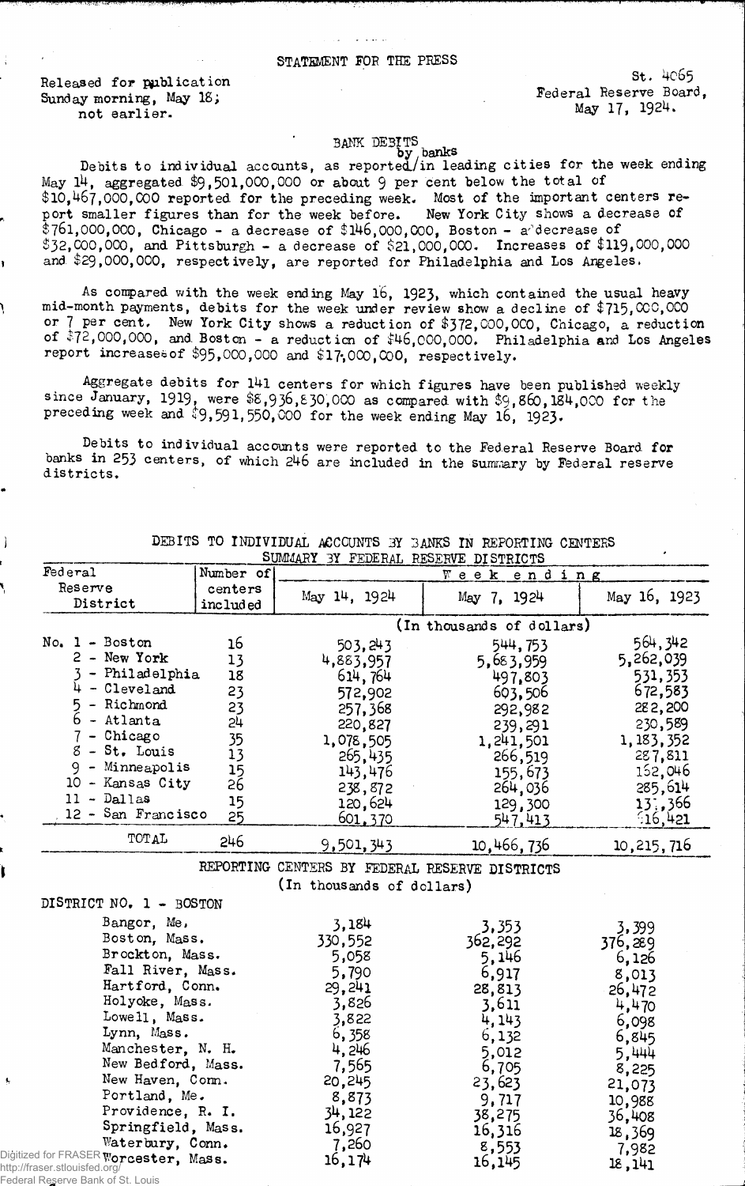STATEMENT FOR THE PRESS

Released for publication
Sunday morning, May 18;
not earlier.

St. 4065
Federal Reserve Board,
May 17, 1924.

# BANK DEBITS

Debits to individual accounts, as reported by banks in leading cities for the week ending May 14, aggregated $9,501,000,000 or about 9 per cent below the total of $10,467,000,000 reported for the preceding week. Most of the important centers report smaller figures than for the week before. New York City shows a decrease of $761,000,000, Chicago - a decrease of $146,000,000, Boston - a decrease of $32,000,000, and Pittsburgh - a decrease of $21,000,000. Increases of $119,000,000 and $29,000,000, respectively, are reported for Philadelphia and Los Angeles.

As compared with the week ending May 16, 1923, which contained the usual heavy mid-month payments, debits for the week under review show a decline of $715,000,000 or 7 per cent. New York City shows a reduction of $372,000,000, Chicago, a reduction of $72,000,000, and Boston - a reduction of $46,000,000. Philadelphia and Los Angeles report increases of $95,000,000 and $17,000,000, respectively.

Aggregate debits for 141 centers for which figures have been published weekly since January, 1919, were $8,936,830,000 as compared with $9,860,184,000 for the preceding week and $9,591,550,000 for the week ending May 16, 1923.

Debits to individual accounts were reported to the Federal Reserve Board for banks in 253 centers, of which 246 are included in the summary by Federal reserve districts.

DEBITS TO INDIVIDUAL ACCOUNTS BY BANKS IN REPORTING CENTERS
SUMMARY BY FEDERAL RESERVE DISTRICTS

| Federal Reserve District | Number of centers included | Week ending May 14, 1924 | May 7, 1924 | May 16, 1923 |
|---|---|---|---|---|
| | | (In thousands of dollars) | | |
| No. 1 - Boston | 16 | 503,243 | 544,753 | 564,342 |
| 2 - New York | 13 | 4,883,957 | 5,683,959 | 5,262,039 |
| 3 - Philadelphia | 18 | 614,764 | 497,803 | 531,353 |
| 4 - Cleveland | 23 | 572,902 | 603,506 | 672,583 |
| 5 - Richmond | 23 | 257,368 | 292,982 | 282,200 |
| 6 - Atlanta | 24 | 220,827 | 239,291 | 230,589 |
| 7 - Chicago | 35 | 1,078,505 | 1,241,501 | 1,183,352 |
| 8 - St. Louis | 13 | 265,435 | 266,519 | 287,811 |
| 9 - Minneapolis | 15 | 143,476 | 155,673 | 152,046 |
| 10 - Kansas City | 26 | 238,872 | 264,036 | 285,614 |
| 11 - Dallas | 15 | 120,624 | 129,300 | 131,366 |
| 12 - San Francisco | 25 | 601,370 | 547,413 | 616,421 |
| TOTAL | 246 | 9,501,343 | 10,466,736 | 10,215,716 |

REPORTING CENTERS BY FEDERAL RESERVE DISTRICTS
(In thousands of dollars)

| DISTRICT NO. 1 - BOSTON | May 14, 1924 | May 7, 1924 | May 16, 1923 |
|---|---|---|---|
| Bangor, Me. | 3,184 | 3,353 | 3,399 |
| Boston, Mass. | 330,552 | 362,292 | 376,289 |
| Brockton, Mass. | 5,058 | 5,146 | 6,126 |
| Fall River, Mass. | 5,790 | 6,917 | 8,013 |
| Hartford, Conn. | 29,241 | 28,813 | 26,472 |
| Holyoke, Mass. | 3,826 | 3,611 | 4,470 |
| Lowell, Mass. | 3,822 | 4,143 | 6,098 |
| Lynn, Mass. | 6,358 | 6,132 | 6,845 |
| Manchester, N. H. | 4,246 | 5,012 | 5,444 |
| New Bedford, Mass. | 7,565 | 6,705 | 8,225 |
| New Haven, Conn. | 20,245 | 23,623 | 21,073 |
| Portland, Me. | 8,873 | 9,717 | 10,988 |
| Providence, R. I. | 34,122 | 38,275 | 36,408 |
| Springfield, Mass. | 16,927 | 16,316 | 18,369 |
| Waterbury, Conn. | 7,260 | 8,553 | 7,982 |
| Worcester, Mass. | 16,174 | 16,145 | 18,141 |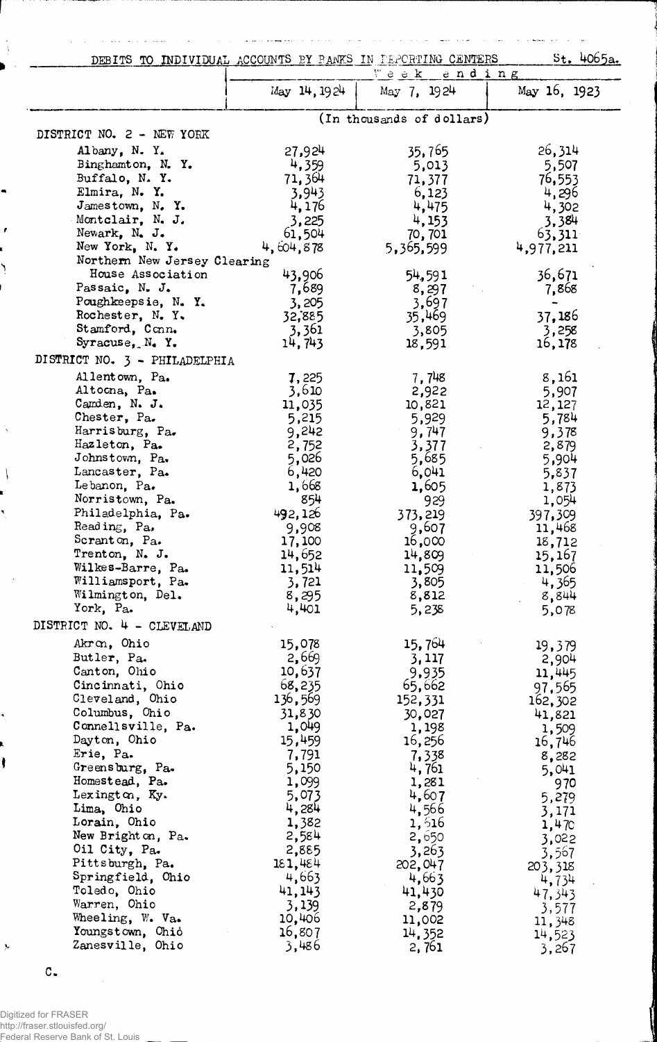DEBITS TO INDIVIDUAL ACCOUNTS BY BANKS IN REPORTING CENTERS St. 4065a.

| | Week ending | | |
|---|---|---|---|
| | May 14, 1924 | May 7, 1924 | May 16, 1923 |
| | (In thousands of dollars) | | |
| **DISTRICT NO. 2 - NEW YORK** | | | |
| Albany, N. Y. | 27,924 | 35,765 | 26,314 |
| Binghamton, N. Y. | 4,359 | 5,013 | 5,507 |
| Buffalo, N. Y. | 71,364 | 71,377 | 76,553 |
| Elmira, N. Y. | 3,943 | 6,123 | 4,296 |
| Jamestown, N. Y. | 4,176 | 4,475 | 4,302 |
| Montclair, N. J. | 3,225 | 4,153 | 3,384 |
| Newark, N. J. | 61,504 | 70,701 | 63,311 |
| New York, N. Y. | 4,604,878 | 5,365,599 | 4,977,211 |
| Northern New Jersey Clearing House Association | 43,906 | 54,591 | 36,671 |
| Passaic, N. J. | 7,689 | 8,297 | 7,868 |
| Poughkeepsie, N. Y. | 3,205 | 3,697 | - |
| Rochester, N. Y. | 32,885 | 35,469 | 37,186 |
| Stamford, Conn. | 3,361 | 3,805 | 3,258 |
| Syracuse, N. Y. | 14,743 | 18,591 | 16,178 |
| **DISTRICT NO. 3 - PHILADELPHIA** | | | |
| Allentown, Pa. | 7,225 | 7,748 | 8,161 |
| Altoona, Pa. | 3,610 | 2,922 | 5,907 |
| Camden, N. J. | 11,035 | 10,821 | 12,127 |
| Chester, Pa. | 5,215 | 5,929 | 5,784 |
| Harrisburg, Pa. | 9,242 | 9,747 | 9,378 |
| Hazleton, Pa. | 2,752 | 3,377 | 2,879 |
| Johnstown, Pa. | 5,026 | 5,685 | 5,904 |
| Lancaster, Pa. | 6,420 | 6,041 | 5,837 |
| Lebanon, Pa. | 1,668 | 1,605 | 1,873 |
| Norristown, Pa. | 854 | 929 | 1,054 |
| Philadelphia, Pa. | 492,126 | 373,219 | 397,309 |
| Reading, Pa. | 9,908 | 9,607 | 11,468 |
| Scranton, Pa. | 17,100 | 16,000 | 18,712 |
| Trenton, N. J. | 14,652 | 14,809 | 15,167 |
| Wilkes-Barre, Pa. | 11,514 | 11,509 | 11,506 |
| Williamsport, Pa. | 3,721 | 3,805 | 4,365 |
| Wilmington, Del. | 8,295 | 8,812 | 8,844 |
| York, Pa. | 4,401 | 5,238 | 5,078 |
| **DISTRICT NO. 4 - CLEVELAND** | | | |
| Akron, Ohio | 15,078 | 15,764 | 19,379 |
| Butler, Pa. | 2,669 | 3,117 | 2,904 |
| Canton, Ohio | 10,637 | 9,935 | 11,445 |
| Cincinnati, Ohio | 68,235 | 65,662 | 97,565 |
| Cleveland, Ohio | 136,569 | 152,331 | 162,302 |
| Columbus, Ohio | 31,830 | 30,027 | 41,821 |
| Connellsville, Pa. | 1,049 | 1,198 | 1,509 |
| Dayton, Ohio | 15,459 | 16,256 | 16,746 |
| Erie, Pa. | 7,791 | 7,338 | 8,282 |
| Greensburg, Pa. | 5,150 | 4,761 | 5,041 |
| Homestead, Pa. | 1,099 | 1,281 | 970 |
| Lexington, Ky. | 5,073 | 4,607 | 5,279 |
| Lima, Ohio | 4,284 | 4,566 | 3,171 |
| Lorain, Ohio | 1,382 | 1,516 | 1,470 |
| New Brighton, Pa. | 2,584 | 2,650 | 3,022 |
| Oil City, Pa. | 2,885 | 3,263 | 3,567 |
| Pittsburgh, Pa. | 181,484 | 202,047 | 203,318 |
| Springfield, Ohio | 4,663 | 4,663 | 4,734 |
| Toledo, Ohio | 41,143 | 41,430 | 47,343 |
| Warren, Ohio | 3,139 | 2,879 | 3,577 |
| Wheeling, W. Va. | 10,406 | 11,002 | 11,348 |
| Youngstown, Ohio | 16,807 | 14,352 | 14,523 |
| Zanesville, Ohio | 3,486 | 2,761 | 3,267 |

C.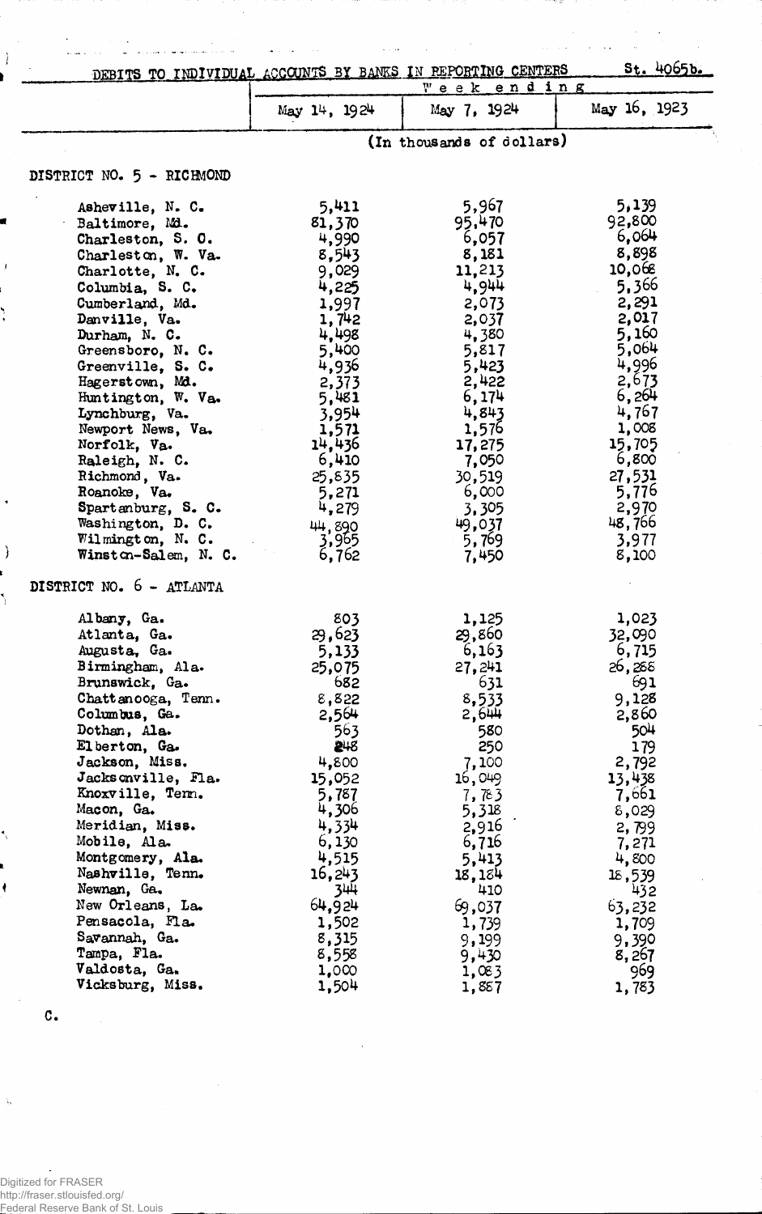St. 4065b.

# DEBITS TO INDIVIDUAL ACCOUNTS BY BANKS IN REPORTING CENTERS

| | Week ending | | |
|---|---|---|---|
| | May 14, 1924 | May 7, 1924 | May 16, 1923 |
| | (In thousands of dollars) | | |
| **DISTRICT NO. 5 - RICHMOND** | | | |
| Asheville, N. C. | 5,411 | 5,967 | 5,139 |
| Baltimore, Md. | 81,370 | 95,470 | 92,800 |
| Charleston, S. C. | 4,990 | 6,057 | 6,064 |
| Charleston, W. Va. | 8,543 | 8,181 | 8,898 |
| Charlotte, N. C. | 9,029 | 11,213 | 10,068 |
| Columbia, S. C. | 4,225 | 4,944 | 5,366 |
| Cumberland, Md. | 1,997 | 2,073 | 2,291 |
| Danville, Va. | 1,742 | 2,037 | 2,017 |
| Durham, N. C. | 4,498 | 4,380 | 5,160 |
| Greensboro, N. C. | 5,400 | 5,817 | 5,064 |
| Greenville, S. C. | 4,936 | 5,423 | 4,996 |
| Hagerstown, Md. | 2,373 | 2,422 | 2,673 |
| Huntington, W. Va. | 5,481 | 6,174 | 6,264 |
| Lynchburg, Va. | 3,954 | 4,843 | 4,767 |
| Newport News, Va. | 1,571 | 1,576 | 1,008 |
| Norfolk, Va. | 14,436 | 17,275 | 15,705 |
| Raleigh, N. C. | 6,410 | 7,050 | 6,800 |
| Richmond, Va. | 25,835 | 30,519 | 27,531 |
| Roanoke, Va. | 5,271 | 6,000 | 5,776 |
| Spartanburg, S. C. | 4,279 | 3,305 | 2,970 |
| Washington, D. C. | 44,890 | 49,037 | 48,766 |
| Wilmington, N. C. | 3,965 | 5,769 | 3,977 |
| Winston-Salem, N. C. | 6,762 | 7,450 | 8,100 |
| **DISTRICT NO. 6 - ATLANTA** | | | |
| Albany, Ga. | 803 | 1,125 | 1,023 |
| Atlanta, Ga. | 29,623 | 29,860 | 32,090 |
| Augusta, Ga. | 5,133 | 6,163 | 6,715 |
| Birmingham, Ala. | 25,075 | 27,241 | 26,288 |
| Brunswick, Ga. | 682 | 631 | 691 |
| Chattanooga, Tenn. | 8,822 | 8,533 | 9,128 |
| Columbus, Ga. | 2,564 | 2,644 | 2,860 |
| Dothan, Ala. | 563 | 580 | 504 |
| Elberton, Ga. | 248 | 250 | 179 |
| Jackson, Miss. | 4,800 | 7,100 | 2,792 |
| Jacksonville, Fla. | 15,052 | 16,049 | 13,438 |
| Knoxville, Tenn. | 5,787 | 7,763 | 7,661 |
| Macon, Ga. | 4,306 | 5,318 | 8,029 |
| Meridian, Miss. | 4,334 | 2,916 | 2,799 |
| Mobile, Ala. | 6,130 | 6,716 | 7,271 |
| Montgomery, Ala. | 4,515 | 5,413 | 4,800 |
| Nashville, Tenn. | 16,243 | 18,184 | 18,539 |
| Newnan, Ga. | 344 | 410 | 432 |
| New Orleans, La. | 64,924 | 69,037 | 63,232 |
| Pensacola, Fla. | 1,502 | 1,739 | 1,709 |
| Savannah, Ga. | 8,315 | 9,199 | 9,390 |
| Tampa, Fla. | 8,558 | 9,430 | 8,267 |
| Valdosta, Ga. | 1,000 | 1,083 | 969 |
| Vicksburg, Miss. | 1,504 | 1,887 | 1,783 |

C.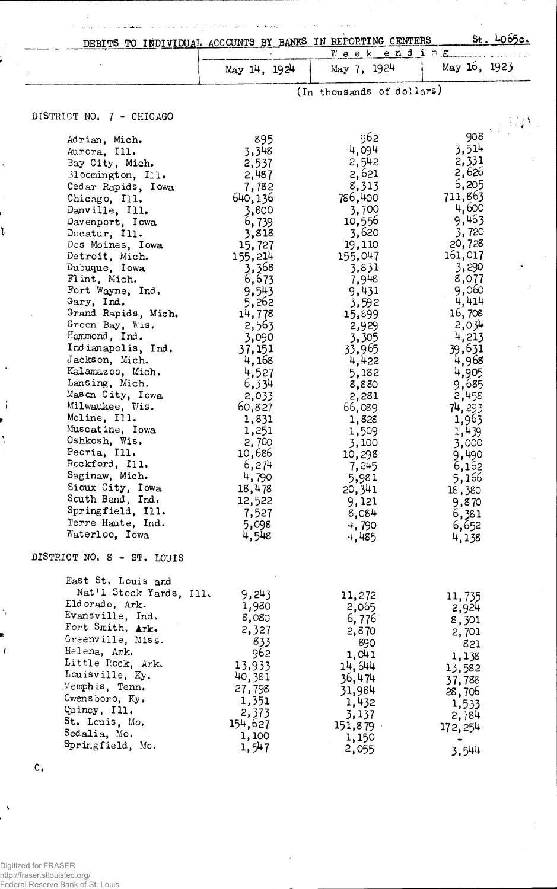St. 4065c.

## DEBITS TO INDIVIDUAL ACCOUNTS BY BANKS IN REPORTING CENTERS

| | Week ending | | |
|---|---|---|---|
| | May 14, 1924 | May 7, 1924 | May 16, 1923 |
| | (In thousands of dollars) | | |
| **DISTRICT NO. 7 - CHICAGO** | | | |
| Adrian, Mich. | 895 | 962 | 908 |
| Aurora, Ill. | 3,348 | 4,094 | 3,514 |
| Bay City, Mich. | 2,537 | 2,542 | 2,331 |
| Bloomington, Ill. | 2,487 | 2,621 | 2,626 |
| Cedar Rapids, Iowa | 7,782 | 8,313 | 6,205 |
| Chicago, Ill. | 640,136 | 786,400 | 711,863 |
| Danville, Ill. | 3,800 | 3,700 | 4,600 |
| Davenport, Iowa | 6,739 | 10,556 | 9,463 |
| Decatur, Ill. | 3,818 | 3,620 | 3,720 |
| Des Moines, Iowa | 15,727 | 19,110 | 20,728 |
| Detroit, Mich. | 155,214 | 155,047 | 161,017 |
| Dubuque, Iowa | 3,368 | 3,831 | 3,290 |
| Flint, Mich. | 6,673 | 7,948 | 8,077 |
| Fort Wayne, Ind. | 9,543 | 9,431 | 9,060 |
| Gary, Ind. | 5,262 | 3,592 | 4,414 |
| Grand Rapids, Mich. | 14,778 | 15,899 | 16,708 |
| Green Bay, Wis. | 2,563 | 2,929 | 2,034 |
| Hammond, Ind. | 3,090 | 3,305 | 4,213 |
| Indianapolis, Ind. | 37,151 | 33,965 | 39,631 |
| Jackson, Mich. | 4,168 | 4,422 | 4,968 |
| Kalamazoo, Mich. | 4,527 | 5,182 | 4,905 |
| Lansing, Mich. | 6,334 | 8,880 | 9,685 |
| Mason City, Iowa | 2,033 | 2,281 | 2,458 |
| Milwaukee, Wis. | 60,827 | 66,089 | 74,293 |
| Moline, Ill. | 1,831 | 1,828 | 1,963 |
| Muscatine, Iowa | 1,251 | 1,509 | 1,439 |
| Oshkosh, Wis. | 2,700 | 3,100 | 3,000 |
| Peoria, Ill. | 10,686 | 10,298 | 9,490 |
| Rockford, Ill. | 6,274 | 7,245 | 6,162 |
| Saginaw, Mich. | 4,790 | 5,981 | 5,166 |
| Sioux City, Iowa | 18,478 | 20,341 | 18,380 |
| South Bend, Ind. | 12,522 | 9,121 | 9,870 |
| Springfield, Ill. | 7,527 | 8,084 | 6,381 |
| Terre Haute, Ind. | 5,098 | 4,790 | 6,652 |
| Waterloo, Iowa | 4,548 | 4,485 | 4,138 |
| **DISTRICT NO. 8 - ST. LOUIS** | | | |
| East St. Louis and Nat'l Stock Yards, Ill. | 9,243 | 11,272 | 11,735 |
| Eldorado, Ark. | 1,980 | 2,065 | 2,924 |
| Evansville, Ind. | 8,080 | 6,776 | 8,301 |
| Fort Smith, Ark. | 2,327 | 2,870 | 2,701 |
| Greenville, Miss. | 833 | 890 | 821 |
| Helena, Ark. | 962 | 1,041 | 1,138 |
| Little Rock, Ark. | 13,933 | 14,644 | 13,582 |
| Louisville, Ky. | 40,381 | 36,474 | 37,788 |
| Memphis, Tenn. | 27,798 | 31,984 | 28,706 |
| Owensboro, Ky. | 1,351 | 1,432 | 1,533 |
| Quincy, Ill. | 2,373 | 3,137 | 2,784 |
| St. Louis, Mo. | 154,627 | 151,879 | 172,254 |
| Sedalia, Mo. | 1,100 | 1,150 | - |
| Springfield, Mo. | 1,547 | 2,055 | 3,544 |

C.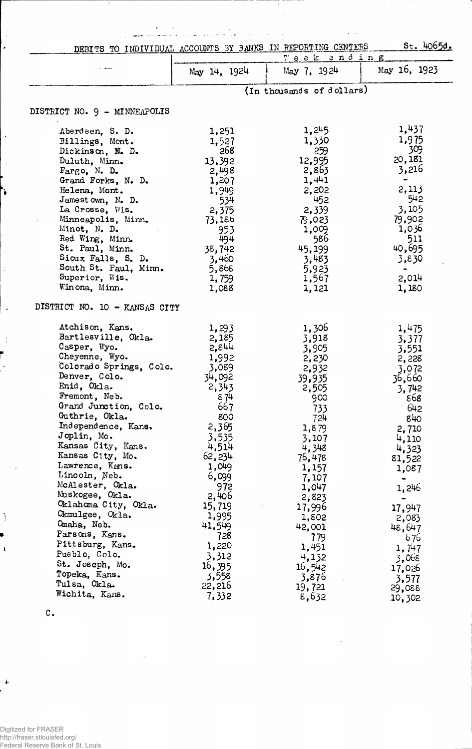## DEBITS TO INDIVIDUAL ACCOUNTS BY BANKS IN REPORTING CENTERS

St. 4065d.

| | Week ending | | |
|---|---|---|---|
| | May 14, 1924 | May 7, 1924 | May 16, 1923 |
| | (In thousands of dollars) | | |
| **DISTRICT NO. 9 - MINNEAPOLIS** | | | |
| Aberdeen, S. D. | 1,251 | 1,245 | 1,437 |
| Billings, Mont. | 1,527 | 1,330 | 1,975 |
| Dickinson, N. D. | 268 | 259 | 309 |
| Duluth, Minn. | 13,392 | 12,995 | 20,181 |
| Fargo, N. D. | 2,498 | 2,863 | 3,216 |
| Grand Forks, N. D. | 1,207 | 1,441 | - |
| Helena, Mont. | 1,949 | 2,202 | 2,113 |
| Jamestown, N. D. | 534 | 452 | 542 |
| La Crosse, Wis. | 2,375 | 2,339 | 3,105 |
| Minneapolis, Minn. | 73,186 | 79,023 | 79,902 |
| Minot, N. D. | 953 | 1,009 | 1,036 |
| Red Wing, Minn. | 494 | 586 | 511 |
| St. Paul, Minn. | 38,742 | 45,199 | 40,695 |
| Sioux Falls, S. D. | 3,460 | 3,483 | 3,830 |
| South St. Paul, Minn. | 5,868 | 5,923 | - |
| Superior, Wis. | 1,759 | 1,567 | 2,014 |
| Winona, Minn. | 1,088 | 1,121 | 1,180 |
| **DISTRICT NO. 10 - KANSAS CITY** | | | |
| Atchison, Kans. | 1,293 | 1,306 | 1,475 |
| Bartlesville, Okla. | 2,185 | 3,918 | 3,377 |
| Casper, Wyo. | 2,844 | 3,905 | 3,551 |
| Cheyenne, Wyo. | 1,992 | 2,230 | 2,228 |
| Colorado Springs, Colo. | 3,089 | 2,932 | 3,072 |
| Denver, Colo. | 34,092 | 39,935 | 36,660 |
| Enid, Okla. | 2,343 | 2,505 | 3,742 |
| Fremont, Neb. | 874 | 900 | 868 |
| Grand Junction, Colo. | 667 | 733 | 642 |
| Guthrie, Okla. | 800 | 724 | 840 |
| Independence, Kans. | 2,365 | 1,879 | 2,710 |
| Joplin, Mo. | 3,535 | 3,107 | 4,110 |
| Kansas City, Kans. | 4,514 | 4,348 | 4,323 |
| Kansas City, Mo. | 62,234 | 76,478 | 81,522 |
| Lawrence, Kans. | 1,049 | 1,157 | 1,087 |
| Lincoln, Neb. | 6,099 | 7,107 | - |
| McAlester, Okla. | 972 | 1,047 | 1,246 |
| Muskogee, Okla. | 2,406 | 2,823 | - |
| Oklahoma City, Okla. | 15,719 | 17,996 | 17,947 |
| Okmulgee, Okla. | 1,995 | 1,802 | 2,083 |
| Omaha, Neb. | 41,549 | 42,001 | 48,647 |
| Parsons, Kans. | 728 | 779 | 676 |
| Pittsburg, Kans. | 1,220 | 1,451 | 1,747 |
| Pueblo, Colo. | 3,312 | 4,132 | 3,068 |
| St. Joseph, Mo. | 16,395 | 16,542 | 17,026 |
| Topeka, Kans. | 3,558 | 3,876 | 3,577 |
| Tulsa, Okla. | 22,216 | 19,721 | 29,088 |
| Wichita, Kans. | 7,332 | 8,632 | 10,302 |

C.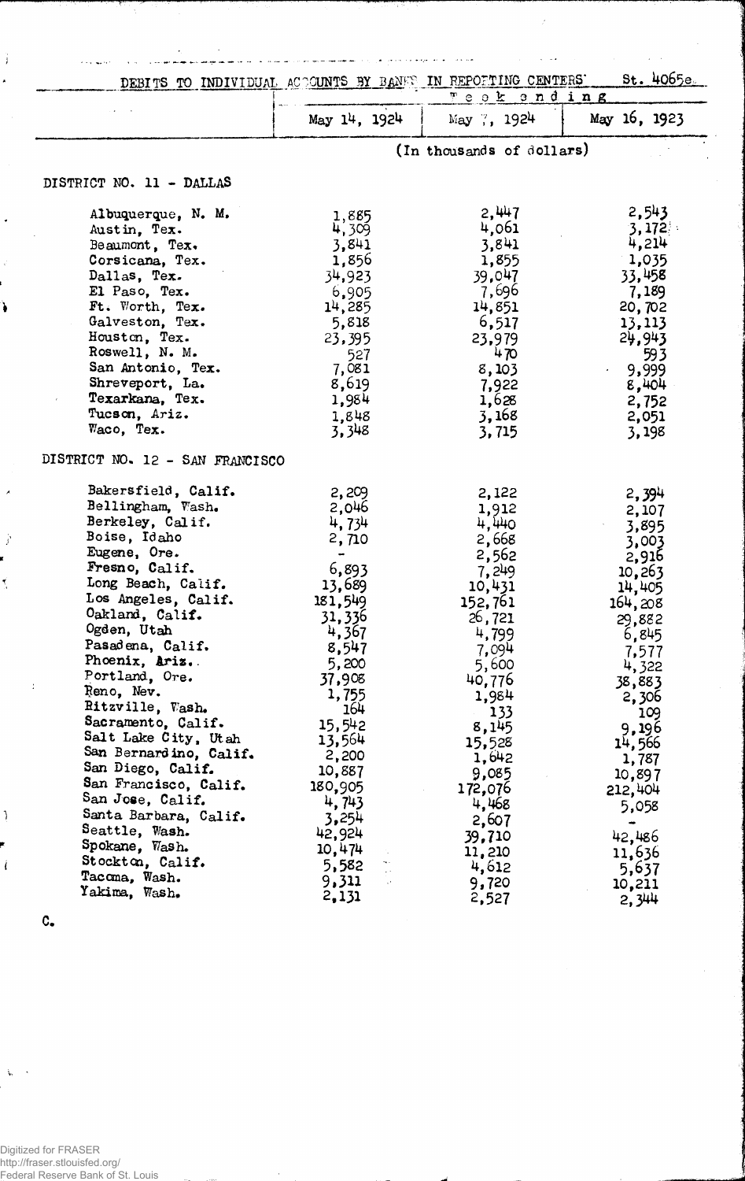DEBITS TO INDIVIDUAL ACCOUNTS BY BANKS IN REPORTING CENTERS St. 4065e.

| | Week ending | | |
|---|---|---|---|
| | May 14, 1924 | May 7, 1924 | May 16, 1923 |
| | (In thousands of dollars) | | |
| **DISTRICT NO. 11 - DALLAS** | | | |
| Albuquerque, N. M. | 1,885 | 2,447 | 2,543 |
| Austin, Tex. | 4,309 | 4,061 | 3,172 |
| Beaumont, Tex. | 3,841 | 3,841 | 4,214 |
| Corsicana, Tex. | 1,856 | 1,855 | 1,035 |
| Dallas, Tex. | 34,923 | 39,047 | 33,458 |
| El Paso, Tex. | 6,905 | 7,696 | 7,189 |
| Ft. Worth, Tex. | 14,285 | 14,851 | 20,702 |
| Galveston, Tex. | 5,818 | 6,517 | 13,113 |
| Houston, Tex. | 23,395 | 23,979 | 24,943 |
| Roswell, N. M. | 527 | 470 | 593 |
| San Antonio, Tex. | 7,081 | 8,103 | 9,999 |
| Shreveport, La. | 8,619 | 7,922 | 8,404 |
| Texarkana, Tex. | 1,984 | 1,628 | 2,752 |
| Tucson, Ariz. | 1,848 | 3,168 | 2,051 |
| Waco, Tex. | 3,348 | 3,715 | 3,198 |
| **DISTRICT NO. 12 - SAN FRANCISCO** | | | |
| Bakersfield, Calif. | 2,209 | 2,122 | 2,394 |
| Bellingham, Wash. | 2,046 | 1,912 | 2,107 |
| Berkeley, Calif. | 4,734 | 4,440 | 3,895 |
| Boise, Idaho | 2,710 | 2,668 | 3,003 |
| Eugene, Ore. | - | 2,562 | 2,916 |
| Fresno, Calif. | 6,893 | 7,249 | 10,263 |
| Long Beach, Calif. | 13,689 | 10,431 | 14,405 |
| Los Angeles, Calif. | 181,549 | 152,761 | 164,208 |
| Oakland, Calif. | 31,336 | 26,721 | 29,882 |
| Ogden, Utah | 4,367 | 4,799 | 6,845 |
| Pasadena, Calif. | 8,547 | 7,094 | 7,577 |
| Phoenix, Ariz. | 5,200 | 5,600 | 4,322 |
| Portland, Ore. | 37,908 | 40,776 | 38,883 |
| Reno, Nev. | 1,755 | 1,984 | 2,306 |
| Ritzville, Wash. | 164 | 133 | 109 |
| Sacramento, Calif. | 15,542 | 8,145 | 9,196 |
| Salt Lake City, Utah | 13,564 | 15,528 | 14,566 |
| San Bernardino, Calif. | 2,200 | 1,642 | 1,787 |
| San Diego, Calif. | 10,887 | 9,085 | 10,897 |
| San Francisco, Calif. | 180,905 | 172,076 | 212,404 |
| San Jose, Calif. | 4,743 | 4,468 | 5,058 |
| Santa Barbara, Calif. | 3,254 | 2,607 | - |
| Seattle, Wash. | 42,924 | 39,710 | 42,486 |
| Spokane, Wash. | 10,474 | 11,210 | 11,636 |
| Stockton, Calif. | 5,582 | 4,612 | 5,637 |
| Tacoma, Wash. | 9,311 | 9,720 | 10,211 |
| Yakima, Wash. | 2,131 | 2,527 | 2,344 |

C.